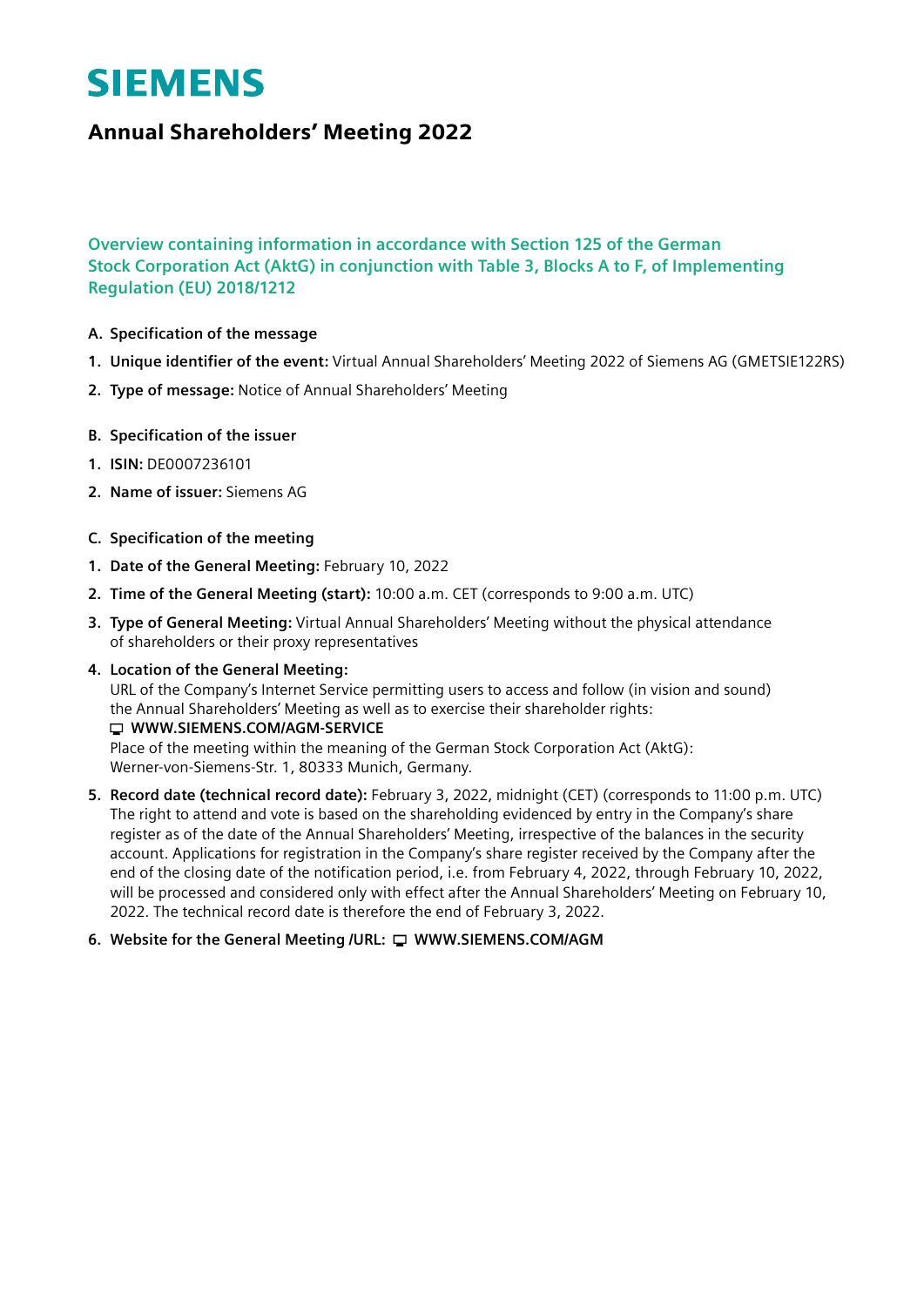# SIEMENS

## Annual Shareholders' Meeting 2022

### Overview containing information in accordance with Section 125 of the German Stock Corporation Act (AktG) in conjunction with Table 3, Blocks A to F, of Implementing Regulation (EU) 2018/1212

**A. Specification of the message**

1. **Unique identifier of the event:** Virtual Annual Shareholders' Meeting 2022 of Siemens AG (GMETSIE122RS)
2. **Type of message:** Notice of Annual Shareholders' Meeting

**B. Specification of the issuer**

1. **ISIN:** DE0007236101
2. **Name of issuer:** Siemens AG

**C. Specification of the meeting**

1. **Date of the General Meeting:** February 10, 2022
2. **Time of the General Meeting (start):** 10:00 a.m. CET (corresponds to 9:00 a.m. UTC)
3. **Type of General Meeting:** Virtual Annual Shareholders' Meeting without the physical attendance of shareholders or their proxy representatives
4. **Location of the General Meeting:**
   URL of the Company's Internet Service permitting users to access and follow (in vision and sound) the Annual Shareholders' Meeting as well as to exercise their shareholder rights:
   **WWW.SIEMENS.COM/AGM-SERVICE**
   Place of the meeting within the meaning of the German Stock Corporation Act (AktG):
   Werner-von-Siemens-Str. 1, 80333 Munich, Germany.
5. **Record date (technical record date):** February 3, 2022, midnight (CET) (corresponds to 11:00 p.m. UTC)
   The right to attend and vote is based on the shareholding evidenced by entry in the Company's share register as of the date of the Annual Shareholders' Meeting, irrespective of the balances in the security account. Applications for registration in the Company's share register received by the Company after the end of the closing date of the notification period, i.e. from February 4, 2022, through February 10, 2022, will be processed and considered only with effect after the Annual Shareholders' Meeting on February 10, 2022. The technical record date is therefore the end of February 3, 2022.
6. **Website for the General Meeting /URL: WWW.SIEMENS.COM/AGM**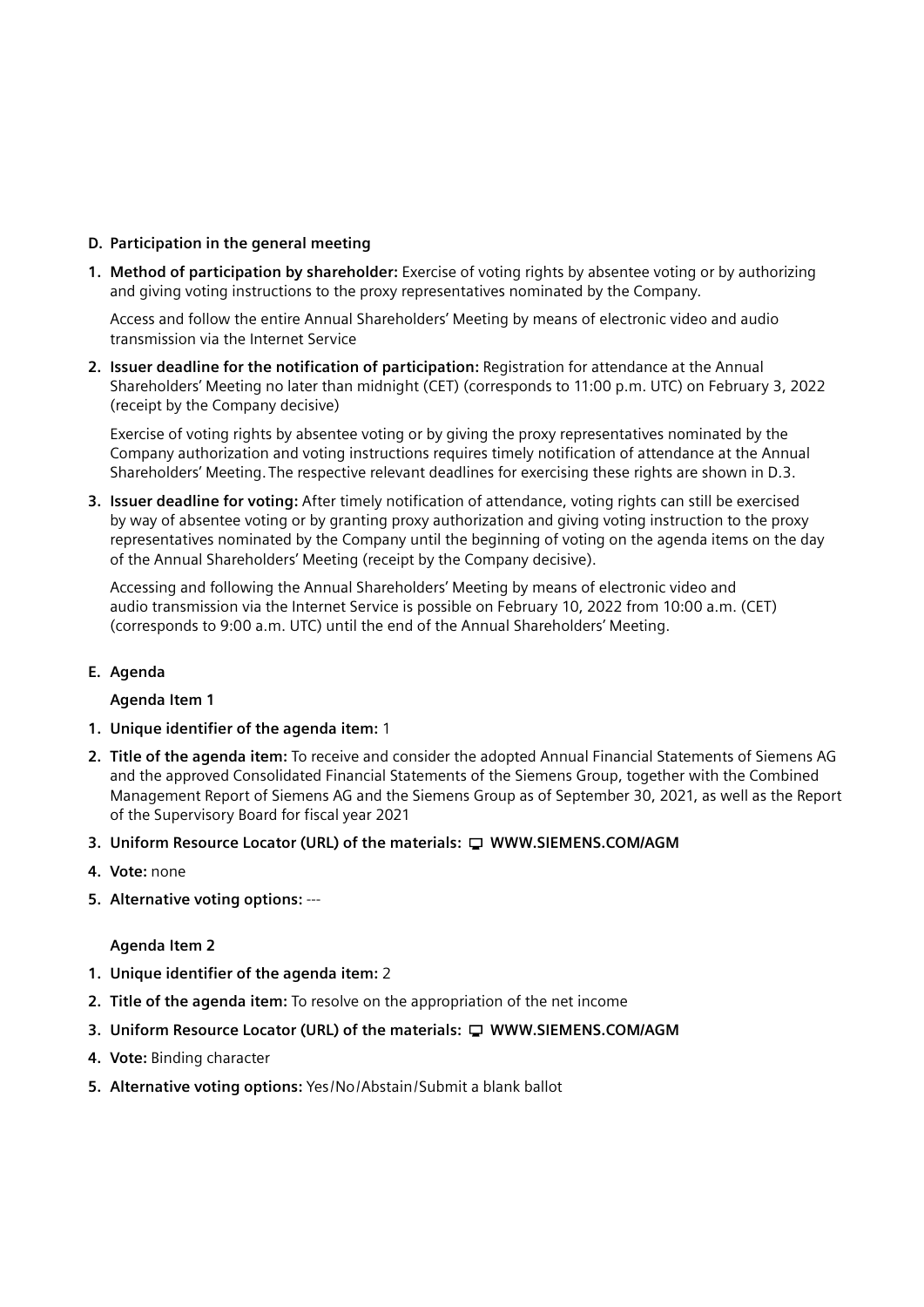## D. Participation in the general meeting

1. **Method of participation by shareholder:** Exercise of voting rights by absentee voting or by authorizing and giving voting instructions to the proxy representatives nominated by the Company.

   Access and follow the entire Annual Shareholders' Meeting by means of electronic video and audio transmission via the Internet Service

2. **Issuer deadline for the notification of participation:** Registration for attendance at the Annual Shareholders' Meeting no later than midnight (CET) (corresponds to 11:00 p.m. UTC) on February 3, 2022 (receipt by the Company decisive)

   Exercise of voting rights by absentee voting or by giving the proxy representatives nominated by the Company authorization and voting instructions requires timely notification of attendance at the Annual Shareholders' Meeting. The respective relevant deadlines for exercising these rights are shown in D.3.

3. **Issuer deadline for voting:** After timely notification of attendance, voting rights can still be exercised by way of absentee voting or by granting proxy authorization and giving voting instruction to the proxy representatives nominated by the Company until the beginning of voting on the agenda items on the day of the Annual Shareholders' Meeting (receipt by the Company decisive).

   Accessing and following the Annual Shareholders' Meeting by means of electronic video and audio transmission via the Internet Service is possible on February 10, 2022 from 10:00 a.m. (CET) (corresponds to 9:00 a.m. UTC) until the end of the Annual Shareholders' Meeting.

## E. Agenda

### Agenda Item 1

1. **Unique identifier of the agenda item:** 1
2. **Title of the agenda item:** To receive and consider the adopted Annual Financial Statements of Siemens AG and the approved Consolidated Financial Statements of the Siemens Group, together with the Combined Management Report of Siemens AG and the Siemens Group as of September 30, 2021, as well as the Report of the Supervisory Board for fiscal year 2021
3. **Uniform Resource Locator (URL) of the materials: WWW.SIEMENS.COM/AGM**
4. **Vote:** none
5. **Alternative voting options:** ---

### Agenda Item 2

1. **Unique identifier of the agenda item:** 2
2. **Title of the agenda item:** To resolve on the appropriation of the net income
3. **Uniform Resource Locator (URL) of the materials: WWW.SIEMENS.COM/AGM**
4. **Vote:** Binding character
5. **Alternative voting options:** Yes/No/Abstain/Submit a blank ballot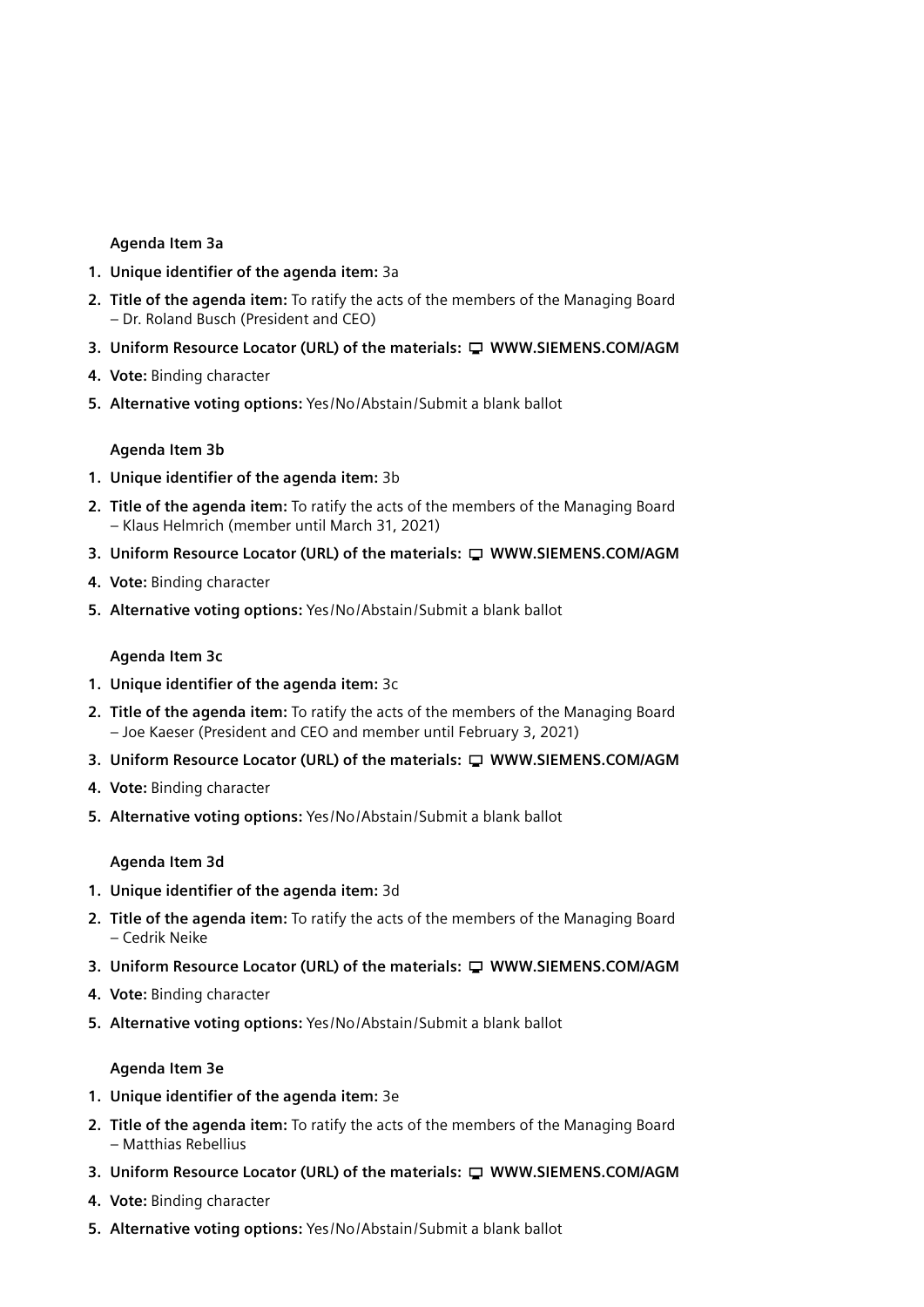**Agenda Item 3a**

1. **Unique identifier of the agenda item:** 3a
2. **Title of the agenda item:** To ratify the acts of the members of the Managing Board – Dr. Roland Busch (President and CEO)
3. **Uniform Resource Locator (URL) of the materials:** **WWW.SIEMENS.COM/AGM**
4. **Vote:** Binding character
5. **Alternative voting options:** Yes/No/Abstain/Submit a blank ballot

**Agenda Item 3b**

1. **Unique identifier of the agenda item:** 3b
2. **Title of the agenda item:** To ratify the acts of the members of the Managing Board – Klaus Helmrich (member until March 31, 2021)
3. **Uniform Resource Locator (URL) of the materials:** **WWW.SIEMENS.COM/AGM**
4. **Vote:** Binding character
5. **Alternative voting options:** Yes/No/Abstain/Submit a blank ballot

**Agenda Item 3c**

1. **Unique identifier of the agenda item:** 3c
2. **Title of the agenda item:** To ratify the acts of the members of the Managing Board – Joe Kaeser (President and CEO and member until February 3, 2021)
3. **Uniform Resource Locator (URL) of the materials:** **WWW.SIEMENS.COM/AGM**
4. **Vote:** Binding character
5. **Alternative voting options:** Yes/No/Abstain/Submit a blank ballot

**Agenda Item 3d**

1. **Unique identifier of the agenda item:** 3d
2. **Title of the agenda item:** To ratify the acts of the members of the Managing Board – Cedrik Neike
3. **Uniform Resource Locator (URL) of the materials:** **WWW.SIEMENS.COM/AGM**
4. **Vote:** Binding character
5. **Alternative voting options:** Yes/No/Abstain/Submit a blank ballot

**Agenda Item 3e**

1. **Unique identifier of the agenda item:** 3e
2. **Title of the agenda item:** To ratify the acts of the members of the Managing Board – Matthias Rebellius
3. **Uniform Resource Locator (URL) of the materials:** **WWW.SIEMENS.COM/AGM**
4. **Vote:** Binding character
5. **Alternative voting options:** Yes/No/Abstain/Submit a blank ballot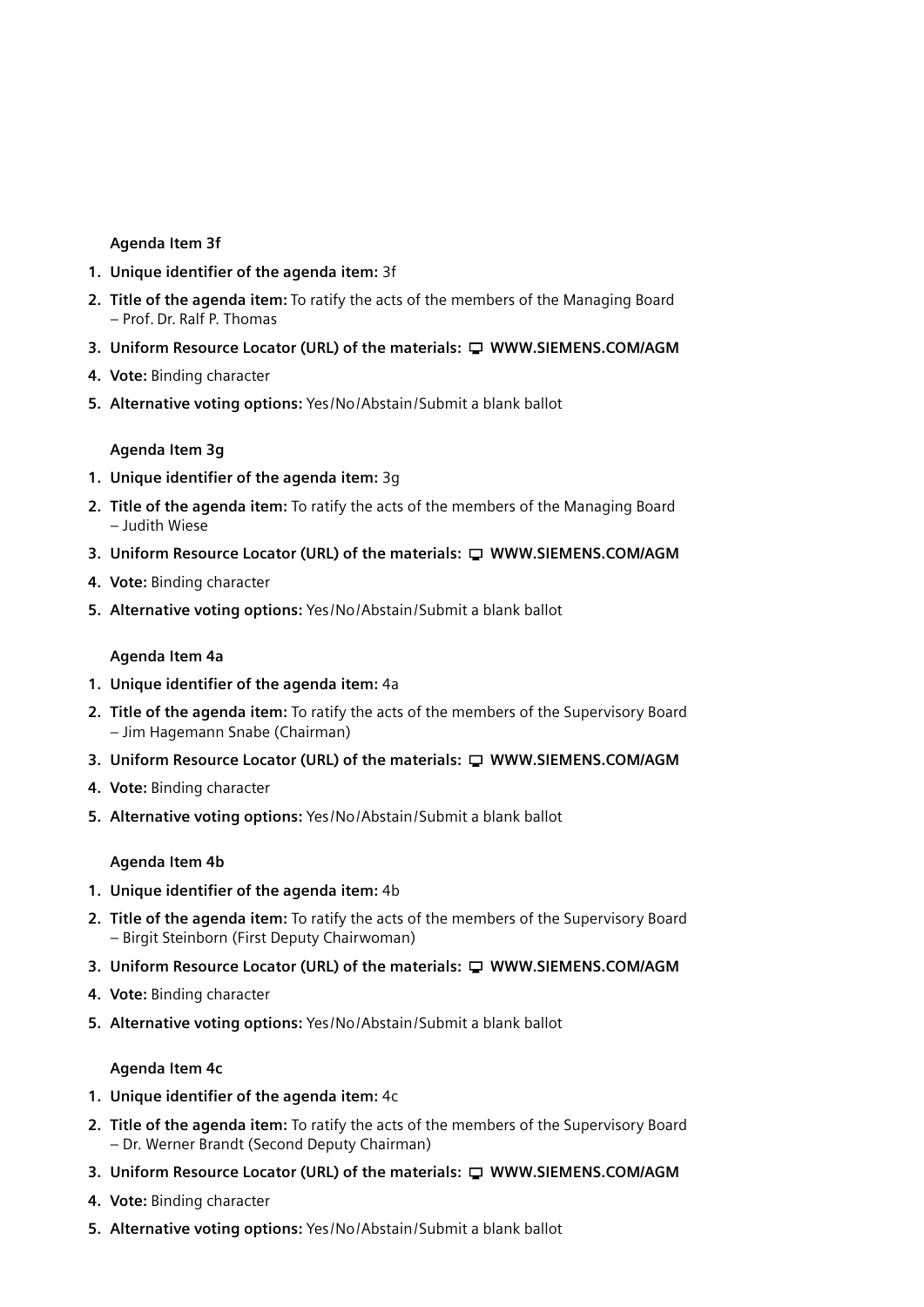**Agenda Item 3f**

1. **Unique identifier of the agenda item:** 3f
2. **Title of the agenda item:** To ratify the acts of the members of the Managing Board – Prof. Dr. Ralf P. Thomas
3. **Uniform Resource Locator (URL) of the materials: WWW.SIEMENS.COM/AGM**
4. **Vote:** Binding character
5. **Alternative voting options:** Yes/No/Abstain/Submit a blank ballot

**Agenda Item 3g**

1. **Unique identifier of the agenda item:** 3g
2. **Title of the agenda item:** To ratify the acts of the members of the Managing Board – Judith Wiese
3. **Uniform Resource Locator (URL) of the materials: WWW.SIEMENS.COM/AGM**
4. **Vote:** Binding character
5. **Alternative voting options:** Yes/No/Abstain/Submit a blank ballot

**Agenda Item 4a**

1. **Unique identifier of the agenda item:** 4a
2. **Title of the agenda item:** To ratify the acts of the members of the Supervisory Board – Jim Hagemann Snabe (Chairman)
3. **Uniform Resource Locator (URL) of the materials: WWW.SIEMENS.COM/AGM**
4. **Vote:** Binding character
5. **Alternative voting options:** Yes/No/Abstain/Submit a blank ballot

**Agenda Item 4b**

1. **Unique identifier of the agenda item:** 4b
2. **Title of the agenda item:** To ratify the acts of the members of the Supervisory Board – Birgit Steinborn (First Deputy Chairwoman)
3. **Uniform Resource Locator (URL) of the materials: WWW.SIEMENS.COM/AGM**
4. **Vote:** Binding character
5. **Alternative voting options:** Yes/No/Abstain/Submit a blank ballot

**Agenda Item 4c**

1. **Unique identifier of the agenda item:** 4c
2. **Title of the agenda item:** To ratify the acts of the members of the Supervisory Board – Dr. Werner Brandt (Second Deputy Chairman)
3. **Uniform Resource Locator (URL) of the materials: WWW.SIEMENS.COM/AGM**
4. **Vote:** Binding character
5. **Alternative voting options:** Yes/No/Abstain/Submit a blank ballot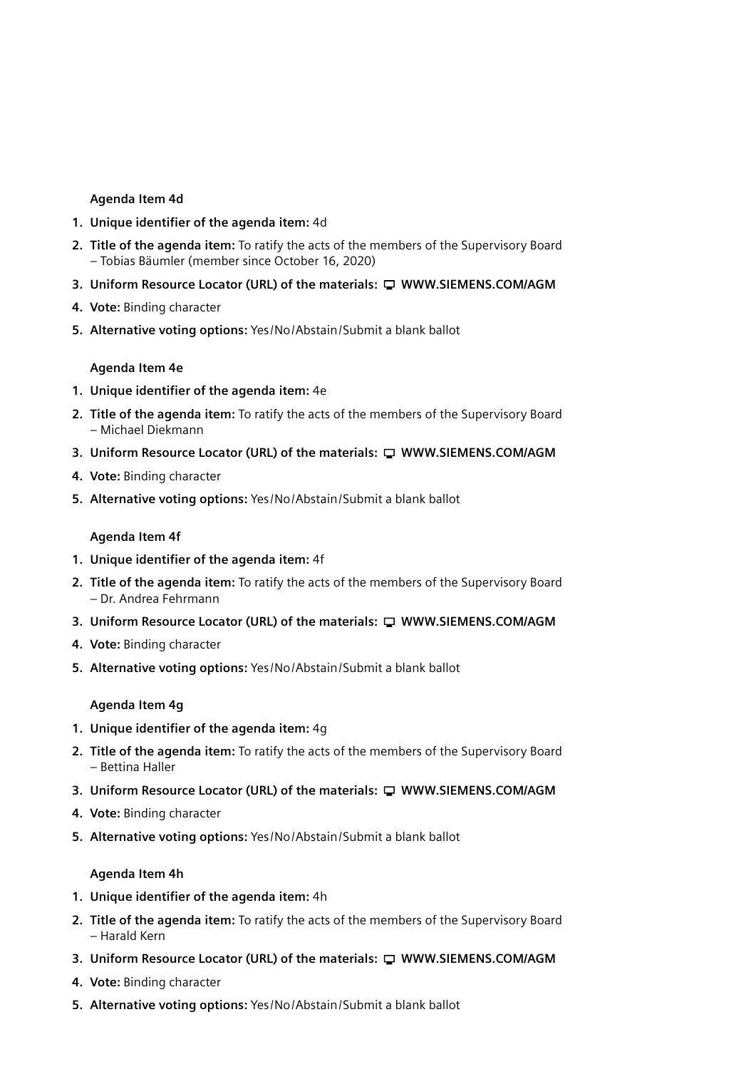**Agenda Item 4d**

1. **Unique identifier of the agenda item:** 4d
2. **Title of the agenda item:** To ratify the acts of the members of the Supervisory Board – Tobias Bäumler (member since October 16, 2020)
3. **Uniform Resource Locator (URL) of the materials:** **WWW.SIEMENS.COM/AGM**
4. **Vote:** Binding character
5. **Alternative voting options:** Yes/No/Abstain/Submit a blank ballot

**Agenda Item 4e**

1. **Unique identifier of the agenda item:** 4e
2. **Title of the agenda item:** To ratify the acts of the members of the Supervisory Board – Michael Diekmann
3. **Uniform Resource Locator (URL) of the materials:** **WWW.SIEMENS.COM/AGM**
4. **Vote:** Binding character
5. **Alternative voting options:** Yes/No/Abstain/Submit a blank ballot

**Agenda Item 4f**

1. **Unique identifier of the agenda item:** 4f
2. **Title of the agenda item:** To ratify the acts of the members of the Supervisory Board – Dr. Andrea Fehrmann
3. **Uniform Resource Locator (URL) of the materials:** **WWW.SIEMENS.COM/AGM**
4. **Vote:** Binding character
5. **Alternative voting options:** Yes/No/Abstain/Submit a blank ballot

**Agenda Item 4g**

1. **Unique identifier of the agenda item:** 4g
2. **Title of the agenda item:** To ratify the acts of the members of the Supervisory Board – Bettina Haller
3. **Uniform Resource Locator (URL) of the materials:** **WWW.SIEMENS.COM/AGM**
4. **Vote:** Binding character
5. **Alternative voting options:** Yes/No/Abstain/Submit a blank ballot

**Agenda Item 4h**

1. **Unique identifier of the agenda item:** 4h
2. **Title of the agenda item:** To ratify the acts of the members of the Supervisory Board – Harald Kern
3. **Uniform Resource Locator (URL) of the materials:** **WWW.SIEMENS.COM/AGM**
4. **Vote:** Binding character
5. **Alternative voting options:** Yes/No/Abstain/Submit a blank ballot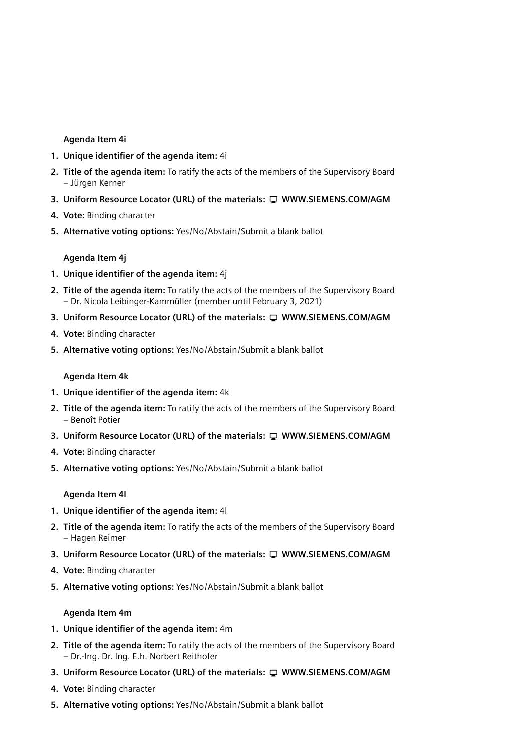**Agenda Item 4i**

1. **Unique identifier of the agenda item:** 4i
2. **Title of the agenda item:** To ratify the acts of the members of the Supervisory Board – Jürgen Kerner
3. **Uniform Resource Locator (URL) of the materials:** WWW.SIEMENS.COM/AGM
4. **Vote:** Binding character
5. **Alternative voting options:** Yes/No/Abstain/Submit a blank ballot

**Agenda Item 4j**

1. **Unique identifier of the agenda item:** 4j
2. **Title of the agenda item:** To ratify the acts of the members of the Supervisory Board – Dr. Nicola Leibinger-Kammüller (member until February 3, 2021)
3. **Uniform Resource Locator (URL) of the materials:** WWW.SIEMENS.COM/AGM
4. **Vote:** Binding character
5. **Alternative voting options:** Yes/No/Abstain/Submit a blank ballot

**Agenda Item 4k**

1. **Unique identifier of the agenda item:** 4k
2. **Title of the agenda item:** To ratify the acts of the members of the Supervisory Board – Benoît Potier
3. **Uniform Resource Locator (URL) of the materials:** WWW.SIEMENS.COM/AGM
4. **Vote:** Binding character
5. **Alternative voting options:** Yes/No/Abstain/Submit a blank ballot

**Agenda Item 4l**

1. **Unique identifier of the agenda item:** 4l
2. **Title of the agenda item:** To ratify the acts of the members of the Supervisory Board – Hagen Reimer
3. **Uniform Resource Locator (URL) of the materials:** WWW.SIEMENS.COM/AGM
4. **Vote:** Binding character
5. **Alternative voting options:** Yes/No/Abstain/Submit a blank ballot

**Agenda Item 4m**

1. **Unique identifier of the agenda item:** 4m
2. **Title of the agenda item:** To ratify the acts of the members of the Supervisory Board – Dr.-Ing. Dr. Ing. E.h. Norbert Reithofer
3. **Uniform Resource Locator (URL) of the materials:** WWW.SIEMENS.COM/AGM
4. **Vote:** Binding character
5. **Alternative voting options:** Yes/No/Abstain/Submit a blank ballot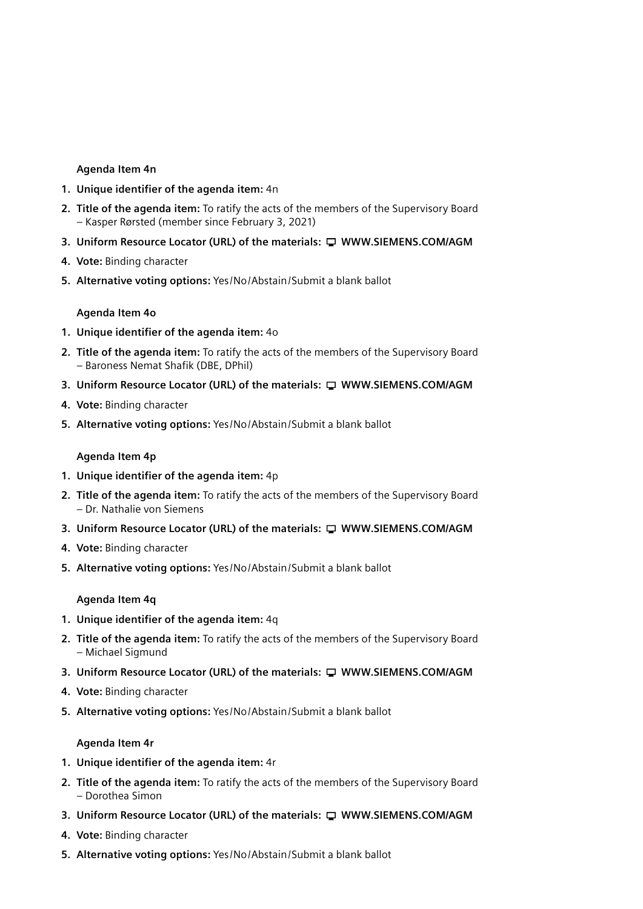**Agenda Item 4n**

1. **Unique identifier of the agenda item:** 4n
2. **Title of the agenda item:** To ratify the acts of the members of the Supervisory Board – Kasper Rørsted (member since February 3, 2021)
3. **Uniform Resource Locator (URL) of the materials:** **WWW.SIEMENS.COM/AGM**
4. **Vote:** Binding character
5. **Alternative voting options:** Yes/No/Abstain/Submit a blank ballot

**Agenda Item 4o**

1. **Unique identifier of the agenda item:** 4o
2. **Title of the agenda item:** To ratify the acts of the members of the Supervisory Board – Baroness Nemat Shafik (DBE, DPhil)
3. **Uniform Resource Locator (URL) of the materials:** **WWW.SIEMENS.COM/AGM**
4. **Vote:** Binding character
5. **Alternative voting options:** Yes/No/Abstain/Submit a blank ballot

**Agenda Item 4p**

1. **Unique identifier of the agenda item:** 4p
2. **Title of the agenda item:** To ratify the acts of the members of the Supervisory Board – Dr. Nathalie von Siemens
3. **Uniform Resource Locator (URL) of the materials:** **WWW.SIEMENS.COM/AGM**
4. **Vote:** Binding character
5. **Alternative voting options:** Yes/No/Abstain/Submit a blank ballot

**Agenda Item 4q**

1. **Unique identifier of the agenda item:** 4q
2. **Title of the agenda item:** To ratify the acts of the members of the Supervisory Board – Michael Sigmund
3. **Uniform Resource Locator (URL) of the materials:** **WWW.SIEMENS.COM/AGM**
4. **Vote:** Binding character
5. **Alternative voting options:** Yes/No/Abstain/Submit a blank ballot

**Agenda Item 4r**

1. **Unique identifier of the agenda item:** 4r
2. **Title of the agenda item:** To ratify the acts of the members of the Supervisory Board – Dorothea Simon
3. **Uniform Resource Locator (URL) of the materials:** **WWW.SIEMENS.COM/AGM**
4. **Vote:** Binding character
5. **Alternative voting options:** Yes/No/Abstain/Submit a blank ballot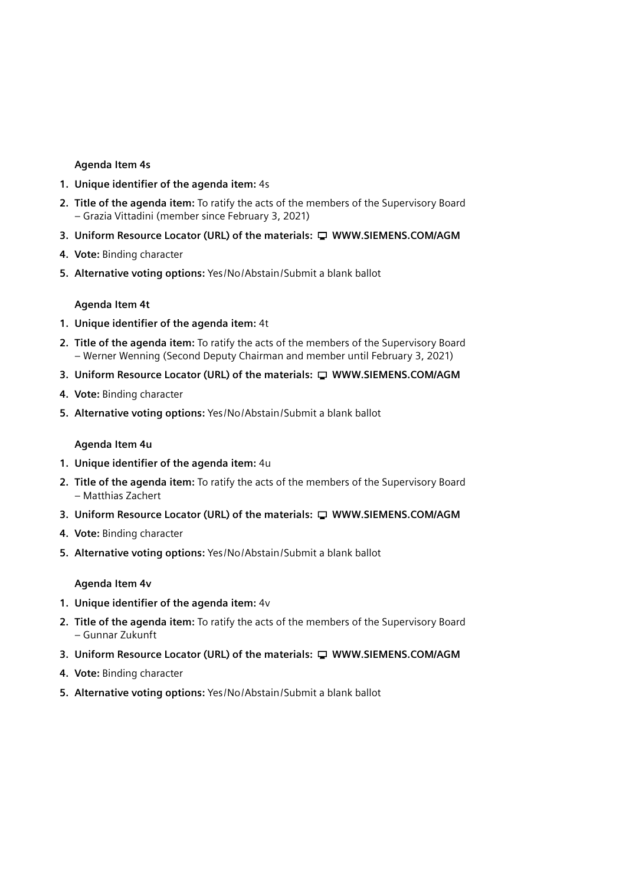**Agenda Item 4s**

1. **Unique identifier of the agenda item:** 4s
2. **Title of the agenda item:** To ratify the acts of the members of the Supervisory Board – Grazia Vittadini (member since February 3, 2021)
3. **Uniform Resource Locator (URL) of the materials:** WWW.SIEMENS.COM/AGM
4. **Vote:** Binding character
5. **Alternative voting options:** Yes/No/Abstain/Submit a blank ballot

**Agenda Item 4t**

1. **Unique identifier of the agenda item:** 4t
2. **Title of the agenda item:** To ratify the acts of the members of the Supervisory Board – Werner Wenning (Second Deputy Chairman and member until February 3, 2021)
3. **Uniform Resource Locator (URL) of the materials:** WWW.SIEMENS.COM/AGM
4. **Vote:** Binding character
5. **Alternative voting options:** Yes/No/Abstain/Submit a blank ballot

**Agenda Item 4u**

1. **Unique identifier of the agenda item:** 4u
2. **Title of the agenda item:** To ratify the acts of the members of the Supervisory Board – Matthias Zachert
3. **Uniform Resource Locator (URL) of the materials:** WWW.SIEMENS.COM/AGM
4. **Vote:** Binding character
5. **Alternative voting options:** Yes/No/Abstain/Submit a blank ballot

**Agenda Item 4v**

1. **Unique identifier of the agenda item:** 4v
2. **Title of the agenda item:** To ratify the acts of the members of the Supervisory Board – Gunnar Zukunft
3. **Uniform Resource Locator (URL) of the materials:** WWW.SIEMENS.COM/AGM
4. **Vote:** Binding character
5. **Alternative voting options:** Yes/No/Abstain/Submit a blank ballot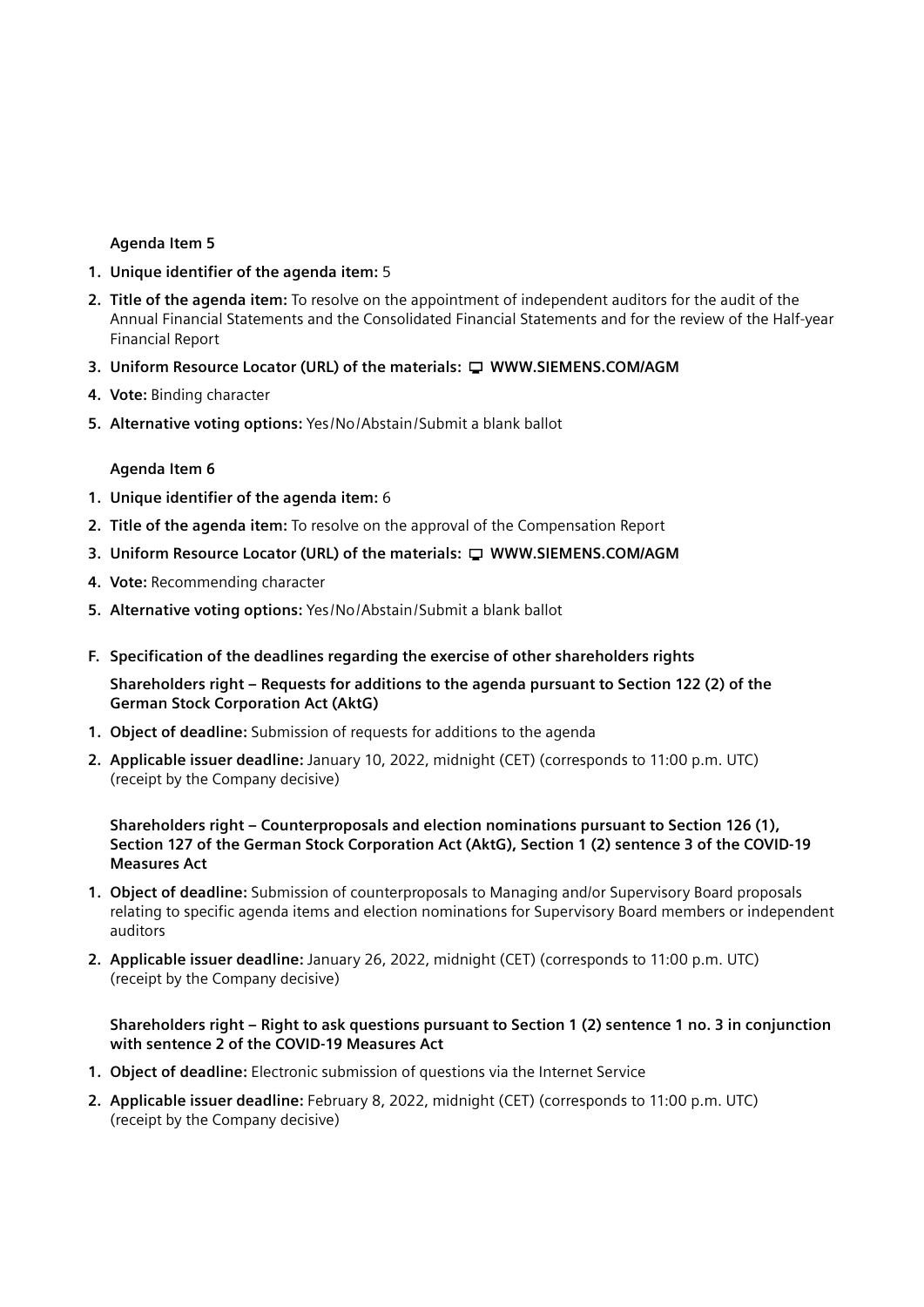**Agenda Item 5**

1. **Unique identifier of the agenda item:** 5
2. **Title of the agenda item:** To resolve on the appointment of independent auditors for the audit of the Annual Financial Statements and the Consolidated Financial Statements and for the review of the Half-year Financial Report
3. **Uniform Resource Locator (URL) of the materials:** **WWW.SIEMENS.COM/AGM**
4. **Vote:** Binding character
5. **Alternative voting options:** Yes/No/Abstain/Submit a blank ballot

**Agenda Item 6**

1. **Unique identifier of the agenda item:** 6
2. **Title of the agenda item:** To resolve on the approval of the Compensation Report
3. **Uniform Resource Locator (URL) of the materials:** **WWW.SIEMENS.COM/AGM**
4. **Vote:** Recommending character
5. **Alternative voting options:** Yes/No/Abstain/Submit a blank ballot

**F. Specification of the deadlines regarding the exercise of other shareholders rights**

**Shareholders right – Requests for additions to the agenda pursuant to Section 122 (2) of the German Stock Corporation Act (AktG)**

1. **Object of deadline:** Submission of requests for additions to the agenda
2. **Applicable issuer deadline:** January 10, 2022, midnight (CET) (corresponds to 11:00 p.m. UTC) (receipt by the Company decisive)

**Shareholders right – Counterproposals and election nominations pursuant to Section 126 (1), Section 127 of the German Stock Corporation Act (AktG), Section 1 (2) sentence 3 of the COVID-19 Measures Act**

1. **Object of deadline:** Submission of counterproposals to Managing and/or Supervisory Board proposals relating to specific agenda items and election nominations for Supervisory Board members or independent auditors
2. **Applicable issuer deadline:** January 26, 2022, midnight (CET) (corresponds to 11:00 p.m. UTC) (receipt by the Company decisive)

**Shareholders right – Right to ask questions pursuant to Section 1 (2) sentence 1 no. 3 in conjunction with sentence 2 of the COVID-19 Measures Act**

1. **Object of deadline:** Electronic submission of questions via the Internet Service
2. **Applicable issuer deadline:** February 8, 2022, midnight (CET) (corresponds to 11:00 p.m. UTC) (receipt by the Company decisive)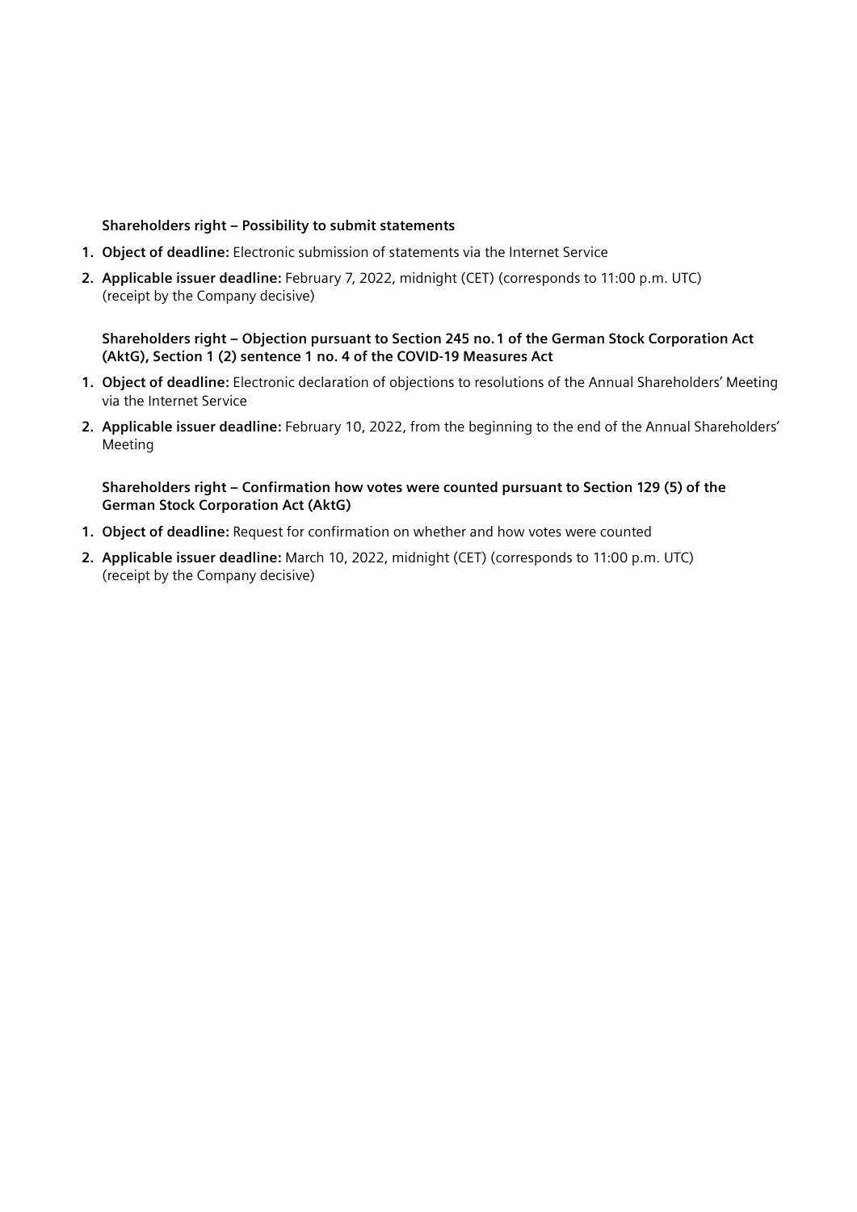**Shareholders right – Possibility to submit statements**

1. **Object of deadline:** Electronic submission of statements via the Internet Service
2. **Applicable issuer deadline:** February 7, 2022, midnight (CET) (corresponds to 11:00 p.m. UTC) (receipt by the Company decisive)

**Shareholders right – Objection pursuant to Section 245 no. 1 of the German Stock Corporation Act (AktG), Section 1 (2) sentence 1 no. 4 of the COVID-19 Measures Act**

1. **Object of deadline:** Electronic declaration of objections to resolutions of the Annual Shareholders' Meeting via the Internet Service
2. **Applicable issuer deadline:** February 10, 2022, from the beginning to the end of the Annual Shareholders' Meeting

**Shareholders right – Confirmation how votes were counted pursuant to Section 129 (5) of the German Stock Corporation Act (AktG)**

1. **Object of deadline:** Request for confirmation on whether and how votes were counted
2. **Applicable issuer deadline:** March 10, 2022, midnight (CET) (corresponds to 11:00 p.m. UTC) (receipt by the Company decisive)